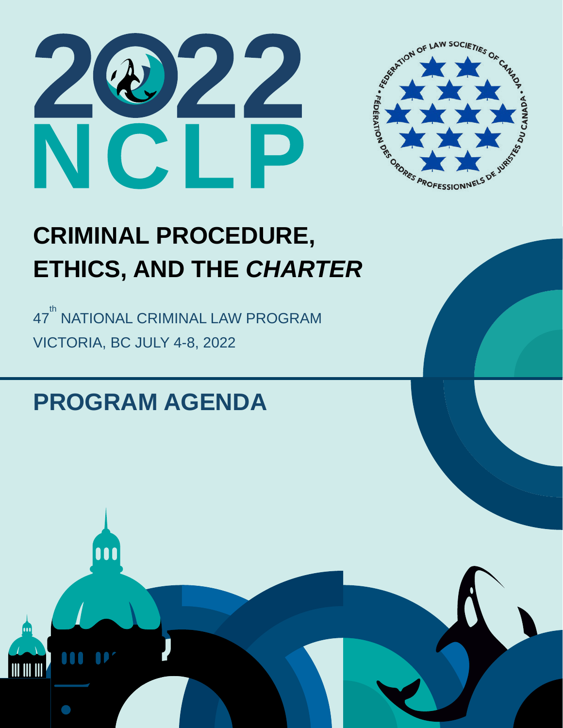# 2022 NCLP

FEDERATION OF LAW SOCIETIES OF CANADA • FÉDÉRATION DES ORDRES PROFESSIONNELS DE JURISTES DU CANADA •

## CRIMINAL PROCEDURE, ETHICS, AND THE *CHARTER*

47th NATIONAL CRIMINAL LAW PROGRAM

VICTORIA, BC JULY 4-8, 2022

## PROGRAM AGENDA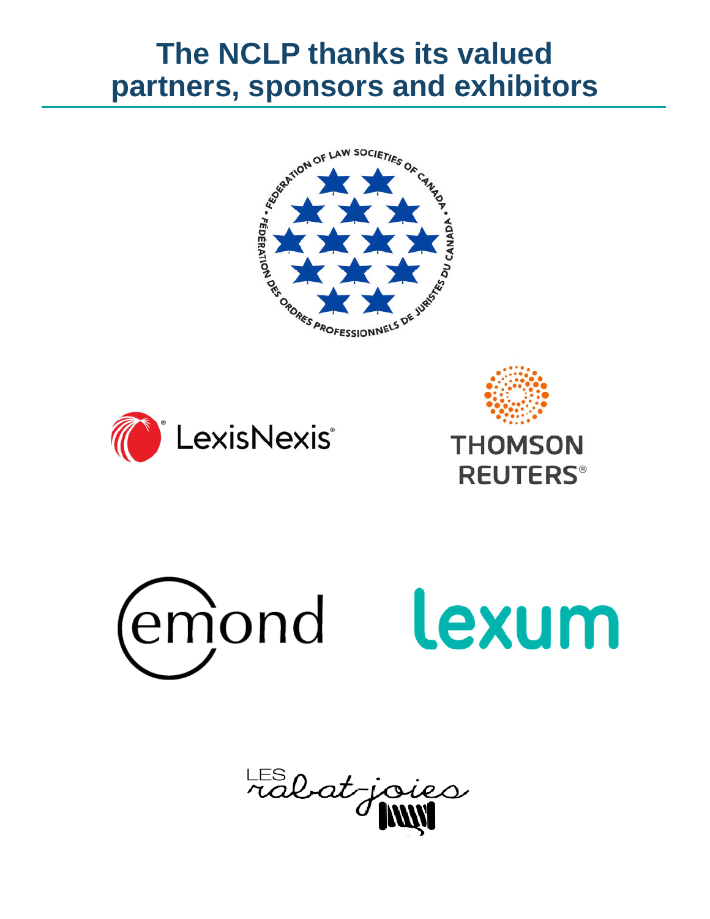# The NCLP thanks its valued partners, sponsors and exhibitors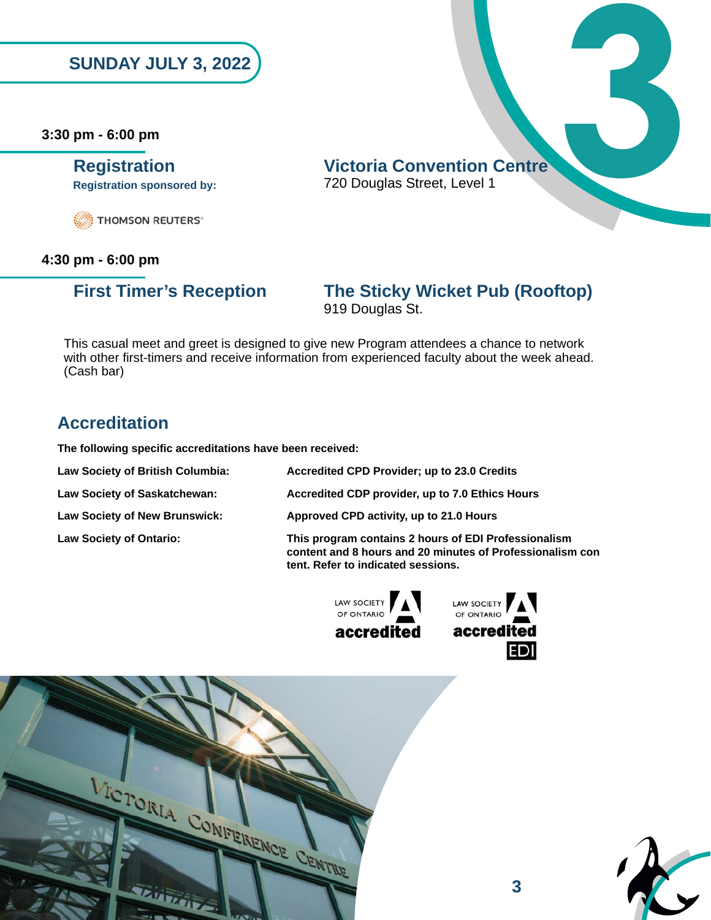## SUNDAY JULY 3, 2022

**3:30 pm - 6:00 pm**

### Registration

**Registration sponsored by:**

THOMSON REUTERS

### Victoria Convention Centre

720 Douglas Street, Level 1

**4:30 pm - 6:00 pm**

### First Timer's Reception

### The Sticky Wicket Pub (Rooftop)

919 Douglas St.

This casual meet and greet is designed to give new Program attendees a chance to network with other first-timers and receive information from experienced faculty about the week ahead. (Cash bar)

## Accreditation

**The following specific accreditations have been received:**

| | |
|---|---|
| **Law Society of British Columbia:** | **Accredited CPD Provider; up to 23.0 Credits** |
| **Law Society of Saskatchewan:** | **Accredited CDP provider, up to 7.0 Ethics Hours** |
| **Law Society of New Brunswick:** | **Approved CPD activity, up to 21.0 Hours** |
| **Law Society of Ontario:** | **This program contains 2 hours of EDI Professionalism content and 8 hours and 20 minutes of Professionalism con tent. Refer to indicated sessions.** |

LAW SOCIETY OF ONTARIO accredited

LAW SOCIETY OF ONTARIO accredited EDI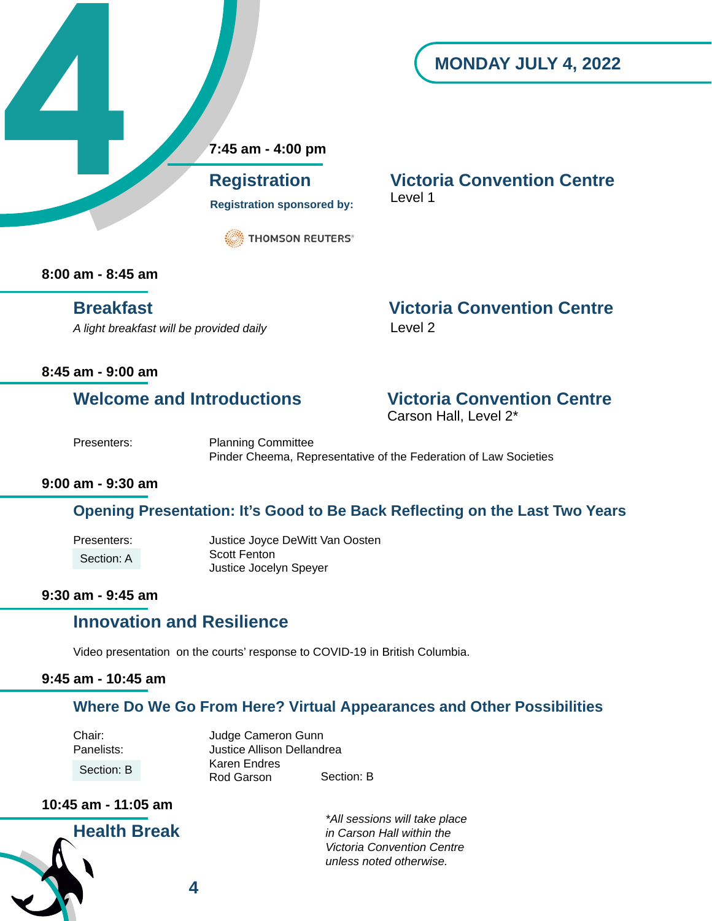# MONDAY JULY 4, 2022

**7:45 am - 4:00 pm**

## Registration

**Registration sponsored by:**

THOMSON REUTERS

**Victoria Convention Centre**
Level 1

**8:00 am - 8:45 am**

## Breakfast

*A light breakfast will be provided daily*

**Victoria Convention Centre**
Level 2

**8:45 am - 9:00 am**

## Welcome and Introductions

**Victoria Convention Centre**
Carson Hall, Level 2*

Presenters: Planning Committee
Pinder Cheema, Representative of the Federation of Law Societies

**9:00 am - 9:30 am**

## Opening Presentation: It's Good to Be Back Reflecting on the Last Two Years

Presenters: Justice Joyce DeWitt Van Oosten
Scott Fenton
Justice Jocelyn Speyer

Section: A

**9:30 am - 9:45 am**

## Innovation and Resilience

Video presentation on the courts' response to COVID-19 in British Columbia.

**9:45 am - 10:45 am**

## Where Do We Go From Here? Virtual Appearances and Other Possibilities

Chair: Judge Cameron Gunn
Panelists: Justice Allison Dellandrea
Karen Endres
Rod Garson

Section: B

**10:45 am - 11:05 am**

## Health Break

*\*All sessions will take place in Carson Hall within the Victoria Convention Centre unless noted otherwise.*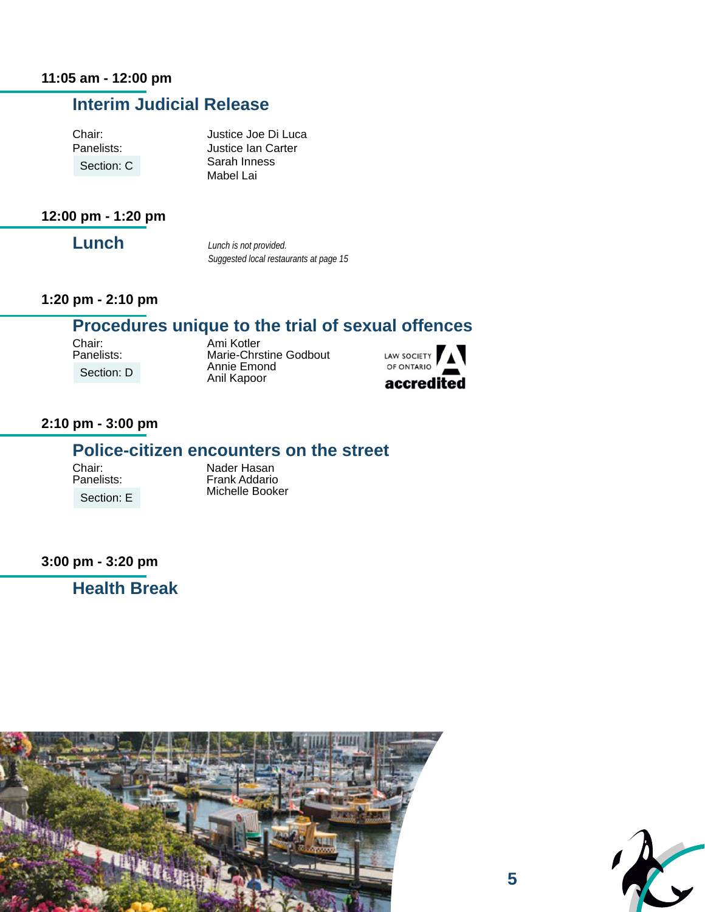**11:05 am - 12:00 pm**

## Interim Judicial Release

Chair: Justice Joe Di Luca
Panelists: Justice Ian Carter
Sarah Inness
Mabel Lai

Section: C

**12:00 pm - 1:20 pm**

## Lunch

*Lunch is not provided.*
*Suggested local restaurants at page 15*

**1:20 pm - 2:10 pm**

## Procedures unique to the trial of sexual offences

Chair: Ami Kotler
Panelists: Marie-Chrstine Godbout
Annie Emond
Anil Kapoor

Section: D

LAW SOCIETY OF ONTARIO accredited

**2:10 pm - 3:00 pm**

## Police-citizen encounters on the street

Chair: Nader Hasan
Panelists: Frank Addario
Michelle Booker

Section: E

**3:00 pm - 3:20 pm**

## Health Break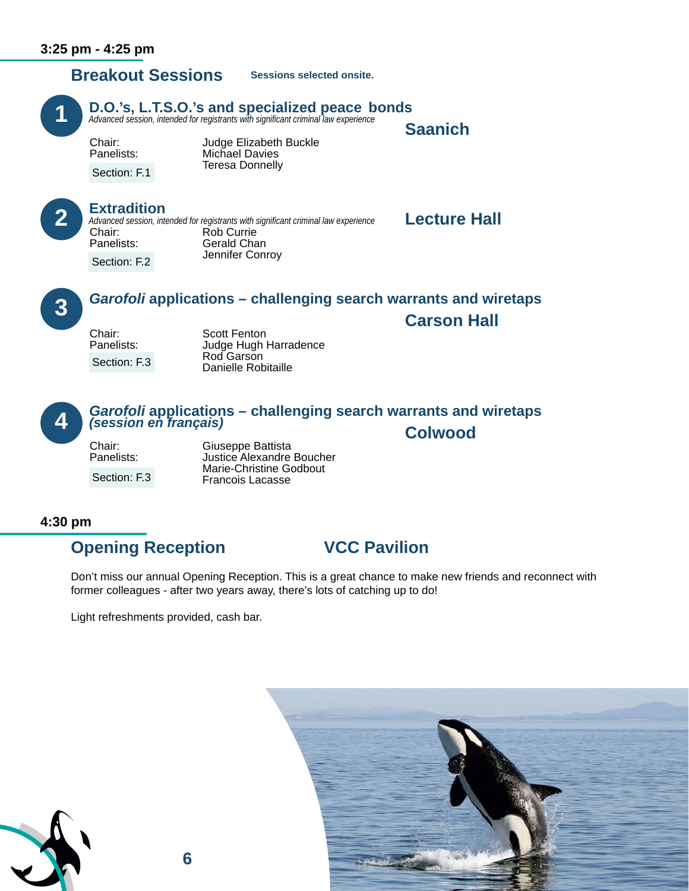**3:25 pm - 4:25 pm**

## Breakout Sessions

**Sessions selected onsite.**

### 1 D.O.'s, L.T.S.O.'s and specialized peace bonds

*Advanced session, intended for registrants with significant criminal law experience*

**Saanich**

Chair: Judge Elizabeth Buckle

Panelists: Michael Davies, Teresa Donnelly

Section: F.1

### 2 Extradition

*Advanced session, intended for registrants with significant criminal law experience*

**Lecture Hall**

Chair: Rob Currie

Panelists: Gerald Chan, Jennifer Conroy

Section: F.2

### 3 *Garofoli* applications – challenging search warrants and wiretaps

**Carson Hall**

Chair: Scott Fenton

Panelists: Judge Hugh Harradence, Rod Garson, Danielle Robitaille

Section: F.3

### 4 *Garofoli* applications – challenging search warrants and wiretaps *(session en français)*

**Colwood**

Chair: Giuseppe Battista

Panelists: Justice Alexandre Boucher, Marie-Christine Godbout, Francois Lacasse

Section: F.3

**4:30 pm**

## Opening Reception — VCC Pavilion

Don't miss our annual Opening Reception. This is a great chance to make new friends and reconnect with former colleagues - after two years away, there's lots of catching up to do!

Light refreshments provided, cash bar.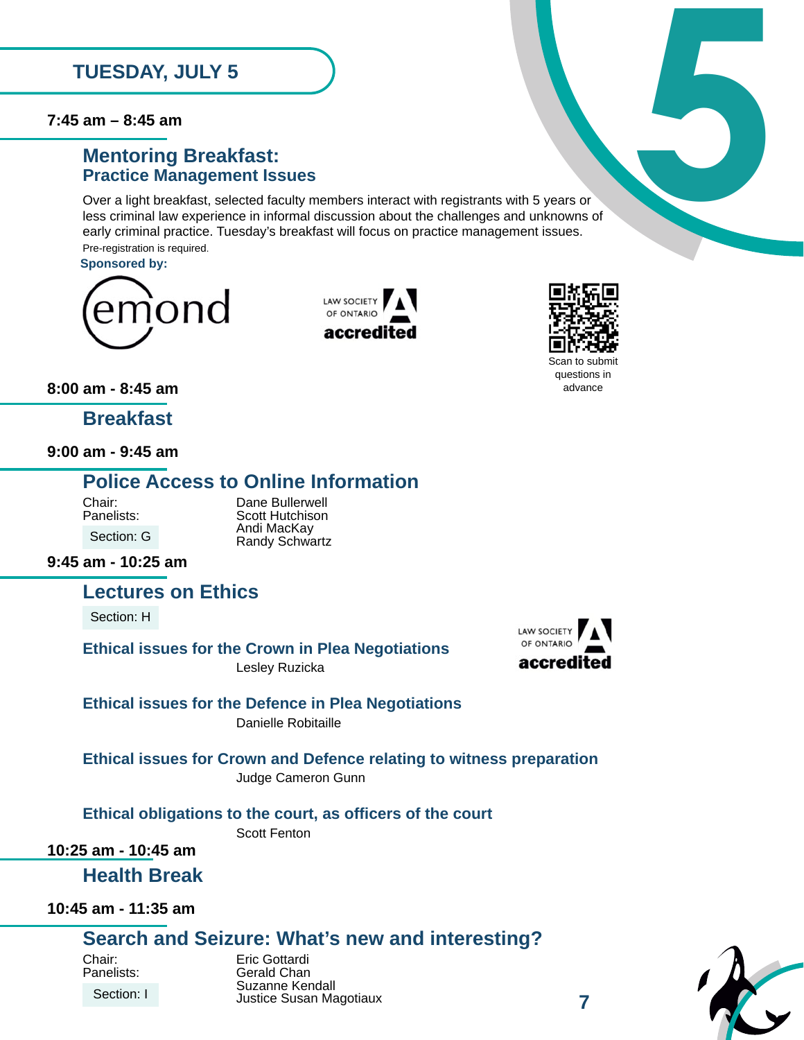## TUESDAY, JULY 5

**7:45 am – 8:45 am**

### Mentoring Breakfast:
#### Practice Management Issues

Over a light breakfast, selected faculty members interact with registrants with 5 years or less criminal law experience in informal discussion about the challenges and unknowns of early criminal practice. Tuesday's breakfast will focus on practice management issues.

Pre-registration is required.

**Sponsored by:**

emond

LAW SOCIETY OF ONTARIO accredited

Scan to submit questions in advance

**8:00 am - 8:45 am**

### Breakfast

**9:00 am - 9:45 am**

### Police Access to Online Information

Chair: Dane Bullerwell

Panelists: Scott Hutchison, Andi MacKay, Randy Schwartz

Section: G

**9:45 am - 10:25 am**

### Lectures on Ethics

Section: H

LAW SOCIETY OF ONTARIO accredited

**Ethical issues for the Crown in Plea Negotiations**

Lesley Ruzicka

**Ethical issues for the Defence in Plea Negotiations**

Danielle Robitaille

**Ethical issues for Crown and Defence relating to witness preparation**

Judge Cameron Gunn

**Ethical obligations to the court, as officers of the court**

Scott Fenton

**10:25 am - 10:45 am**

### Health Break

**10:45 am - 11:35 am**

### Search and Seizure: What's new and interesting?

Chair: Eric Gottardi

Panelists: Gerald Chan, Suzanne Kendall, Justice Susan Magotiaux

Section: I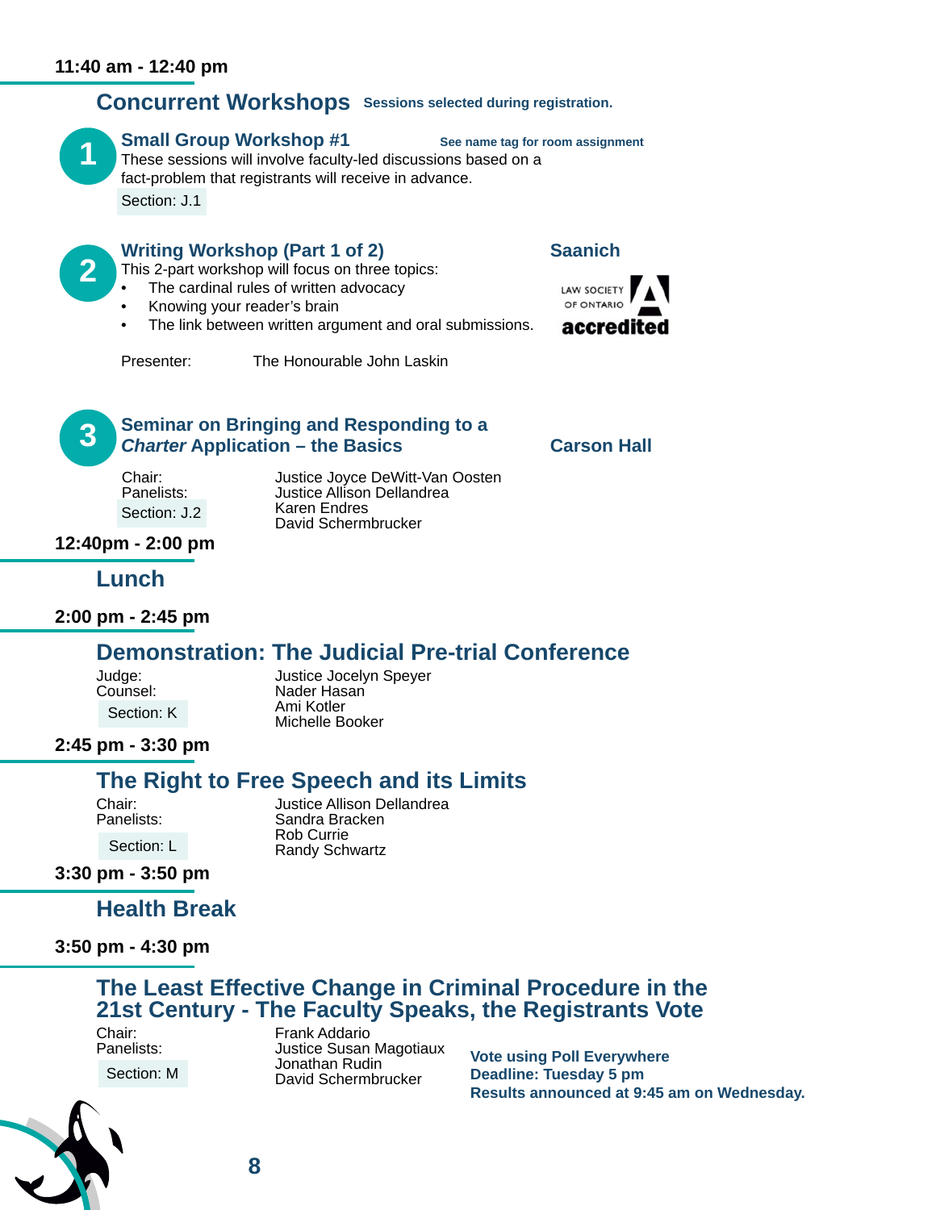**11:40 am - 12:40 pm**

## Concurrent Workshops

**Sessions selected during registration.**

### 1. Small Group Workshop #1

**See name tag for room assignment**

These sessions will involve faculty-led discussions based on a fact-problem that registrants will receive in advance.

Section: J.1

### 2. Writing Workshop (Part 1 of 2)

**Saanich**

This 2-part workshop will focus on three topics:

- The cardinal rules of written advocacy
- Knowing your reader's brain
- The link between written argument and oral submissions.

LAW SOCIETY OF ONTARIO accredited

Presenter: The Honourable John Laskin

### 3. Seminar on Bringing and Responding to a *Charter* Application – the Basics

**Carson Hall**

Chair: Justice Joyce DeWitt-Van Oosten
Panelists: Justice Allison Dellandrea
Karen Endres
David Schermbrucker

Section: J.2

**12:40pm - 2:00 pm**

## Lunch

**2:00 pm - 2:45 pm**

## Demonstration: The Judicial Pre-trial Conference

Judge: Justice Jocelyn Speyer
Counsel: Nader Hasan
Ami Kotler
Michelle Booker

Section: K

**2:45 pm - 3:30 pm**

## The Right to Free Speech and its Limits

Chair: Justice Allison Dellandrea
Panelists: Sandra Bracken
Rob Currie
Randy Schwartz

Section: L

**3:30 pm - 3:50 pm**

## Health Break

**3:50 pm - 4:30 pm**

## The Least Effective Change in Criminal Procedure in the 21st Century - The Faculty Speaks, the Registrants Vote

Chair: Frank Addario
Panelists: Justice Susan Magotiaux
Jonathan Rudin
David Schermbrucker

Section: M

**Vote using Poll Everywhere**
**Deadline: Tuesday 5 pm**
**Results announced at 9:45 am on Wednesday.**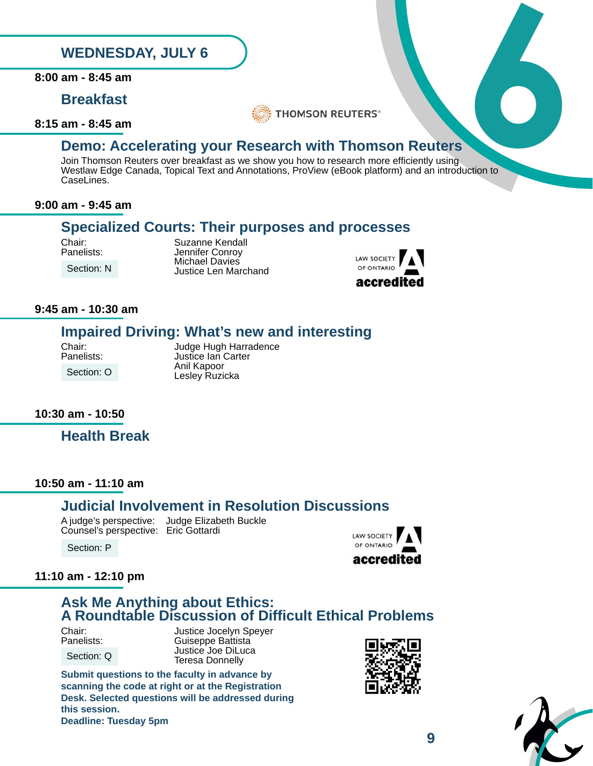## WEDNESDAY, JULY 6

**8:00 am - 8:45 am**

### Breakfast

**8:15 am - 8:45 am**

THOMSON REUTERS®

### Demo: Accelerating your Research with Thomson Reuters

Join Thomson Reuters over breakfast as we show you how to research more efficiently using Westlaw Edge Canada, Topical Text and Annotations, ProView (eBook platform) and an introduction to CaseLines.

**9:00 am - 9:45 am**

### Specialized Courts: Their purposes and processes

Chair: Suzanne Kendall
Panelists: Jennifer Conroy
Michael Davies
Justice Len Marchand

Section: N

LAW SOCIETY OF ONTARIO accredited

**9:45 am - 10:30 am**

### Impaired Driving: What's new and interesting

Chair: Judge Hugh Harradence
Panelists: Justice Ian Carter
Anil Kapoor
Lesley Ruzicka

Section: O

**10:30 am - 10:50**

### Health Break

**10:50 am - 11:10 am**

### Judicial Involvement in Resolution Discussions

A judge's perspective: Judge Elizabeth Buckle
Counsel's perspective: Eric Gottardi

Section: P

LAW SOCIETY OF ONTARIO accredited

**11:10 am - 12:10 pm**

### Ask Me Anything about Ethics: A Roundtable Discussion of Difficult Ethical Problems

Chair: Justice Jocelyn Speyer
Panelists: Guiseppe Battista
Justice Joe DiLuca
Teresa Donnelly

Section: Q

**Submit questions to the faculty in advance by scanning the code at right or at the Registration Desk. Selected questions will be addressed during this session.**
**Deadline: Tuesday 5pm**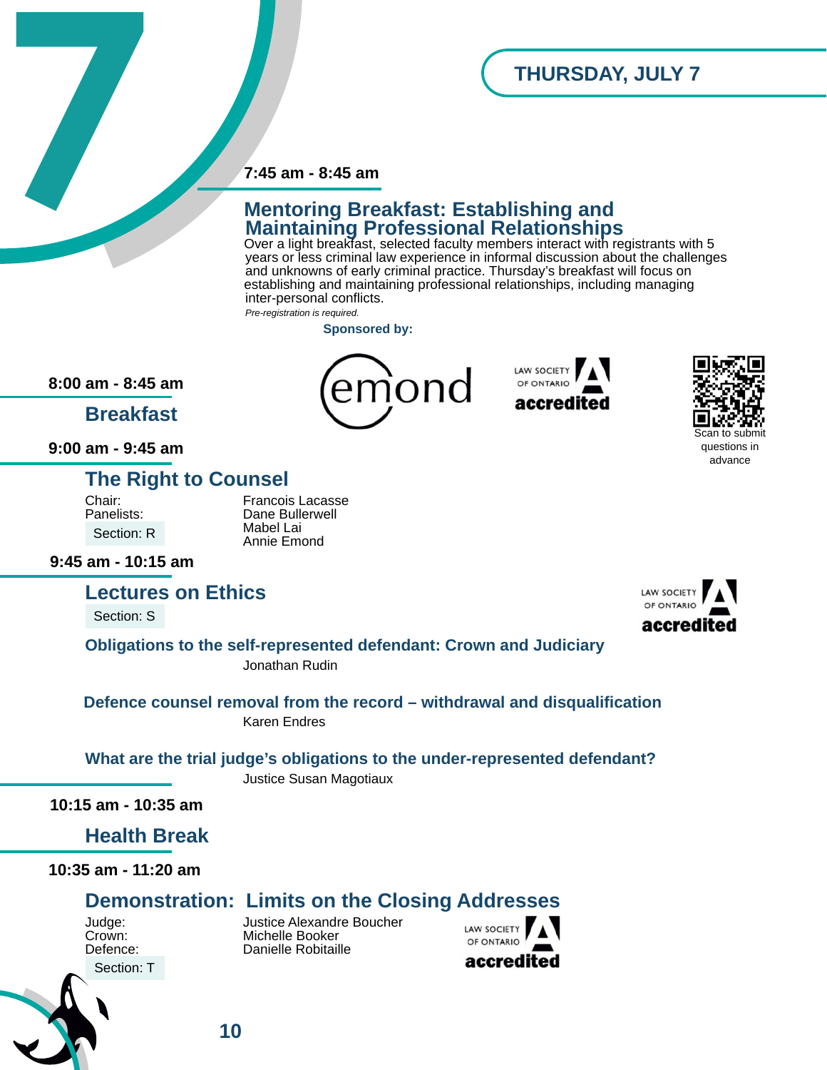## THURSDAY, JULY 7

**7:45 am - 8:45 am**

### Mentoring Breakfast: Establishing and Maintaining Professional Relationships

Over a light breakfast, selected faculty members interact with registrants with 5 years or less criminal law experience in informal discussion about the challenges and unknowns of early criminal practice. Thursday's breakfast will focus on establishing and maintaining professional relationships, including managing inter-personal conflicts.

*Pre-registration is required.*

**Sponsored by:** emond

LAW SOCIETY OF ONTARIO **accredited**

Scan to submit questions in advance

**8:00 am - 8:45 am**

### Breakfast

**9:00 am - 9:45 am**

### The Right to Counsel

Chair: Francois Lacasse
Panelists: Dane Bullerwell, Mabel Lai, Annie Emond

Section: R

**9:45 am - 10:15 am**

### Lectures on Ethics

Section: S

LAW SOCIETY OF ONTARIO **accredited**

**Obligations to the self-represented defendant: Crown and Judiciary**
Jonathan Rudin

**Defence counsel removal from the record – withdrawal and disqualification**
Karen Endres

**What are the trial judge's obligations to the under-represented defendant?**
Justice Susan Magotiaux

**10:15 am - 10:35 am**

### Health Break

**10:35 am - 11:20 am**

### Demonstration: Limits on the Closing Addresses

Judge: Justice Alexandre Boucher
Crown: Michelle Booker
Defence: Danielle Robitaille

Section: T

LAW SOCIETY OF ONTARIO **accredited**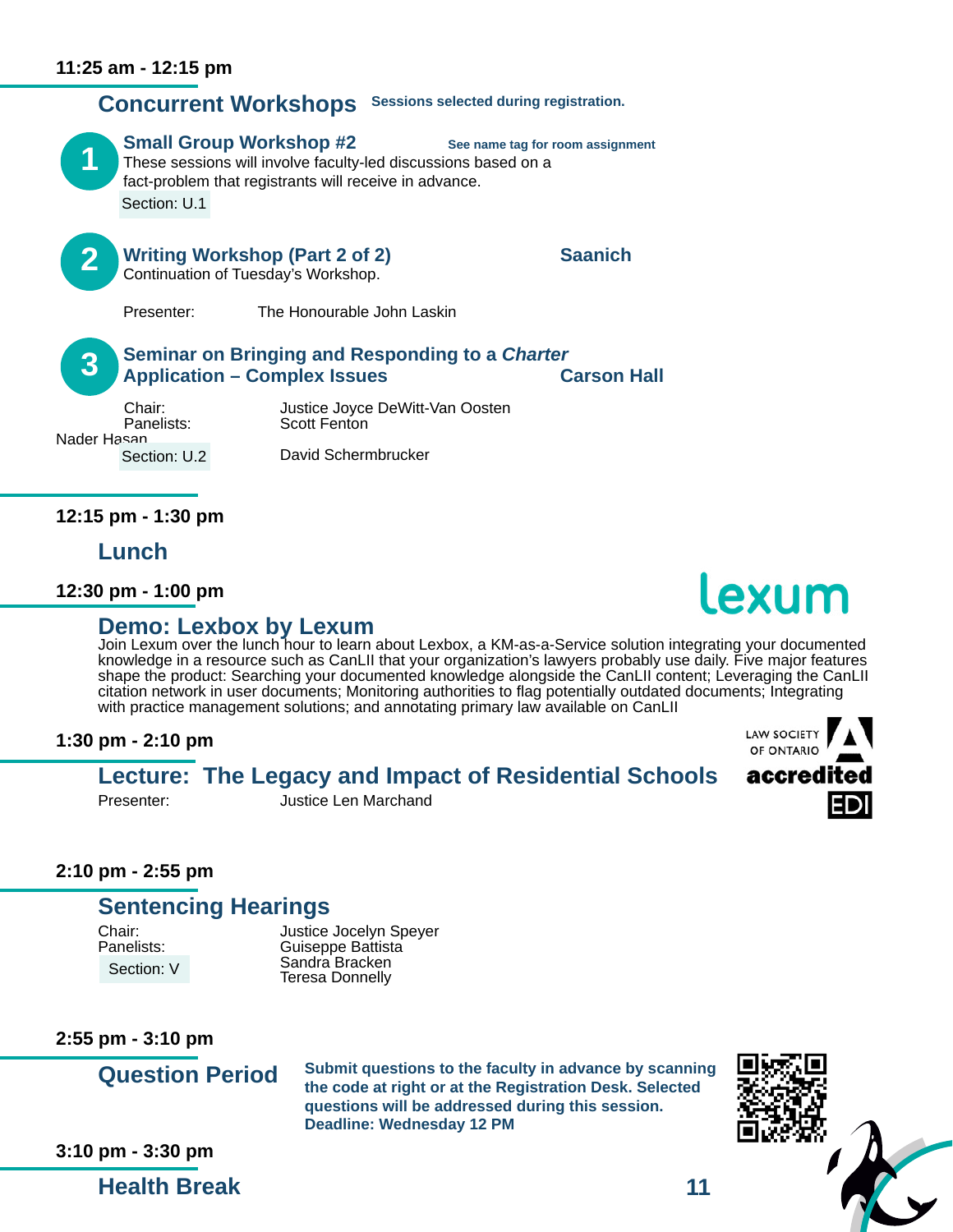**11:25 am - 12:15 pm**

## Concurrent Workshops

Sessions selected during registration.

### 1 Small Group Workshop #2

See name tag for room assignment

These sessions will involve faculty-led discussions based on a fact-problem that registrants will receive in advance.

Section: U.1

### 2 Writing Workshop (Part 2 of 2) — Saanich

Continuation of Tuesday's Workshop.

Presenter: The Honourable John Laskin

### 3 Seminar on Bringing and Responding to a *Charter* Application – Complex Issues — Carson Hall

Chair: Justice Joyce DeWitt-Van Oosten

Panelists: Scott Fenton, Nader Hasan, David Schermbrucker

Section: U.2

**12:15 pm - 1:30 pm**

## Lunch

**12:30 pm - 1:00 pm**

## Demo: Lexbox by Lexum

lexum

Join Lexum over the lunch hour to learn about Lexbox, a KM-as-a-Service solution integrating your documented knowledge in a resource such as CanLII that your organization's lawyers probably use daily. Five major features shape the product: Searching your documented knowledge alongside the CanLII content; Leveraging the CanLII citation network in user documents; Monitoring authorities to flag potentially outdated documents; Integrating with practice management solutions; and annotating primary law available on CanLII

**1:30 pm - 2:10 pm**

## Lecture: The Legacy and Impact of Residential Schools

Law Society of Ontario accredited EDI

Presenter: Justice Len Marchand

**2:10 pm - 2:55 pm**

## Sentencing Hearings

Chair: Justice Jocelyn Speyer

Panelists: Guiseppe Battista, Sandra Bracken, Teresa Donnelly

Section: V

**2:55 pm - 3:10 pm**

## Question Period

**Submit questions to the faculty in advance by scanning the code at right or at the Registration Desk. Selected questions will be addressed during this session. Deadline: Wednesday 12 PM**

**3:10 pm - 3:30 pm**

## Health Break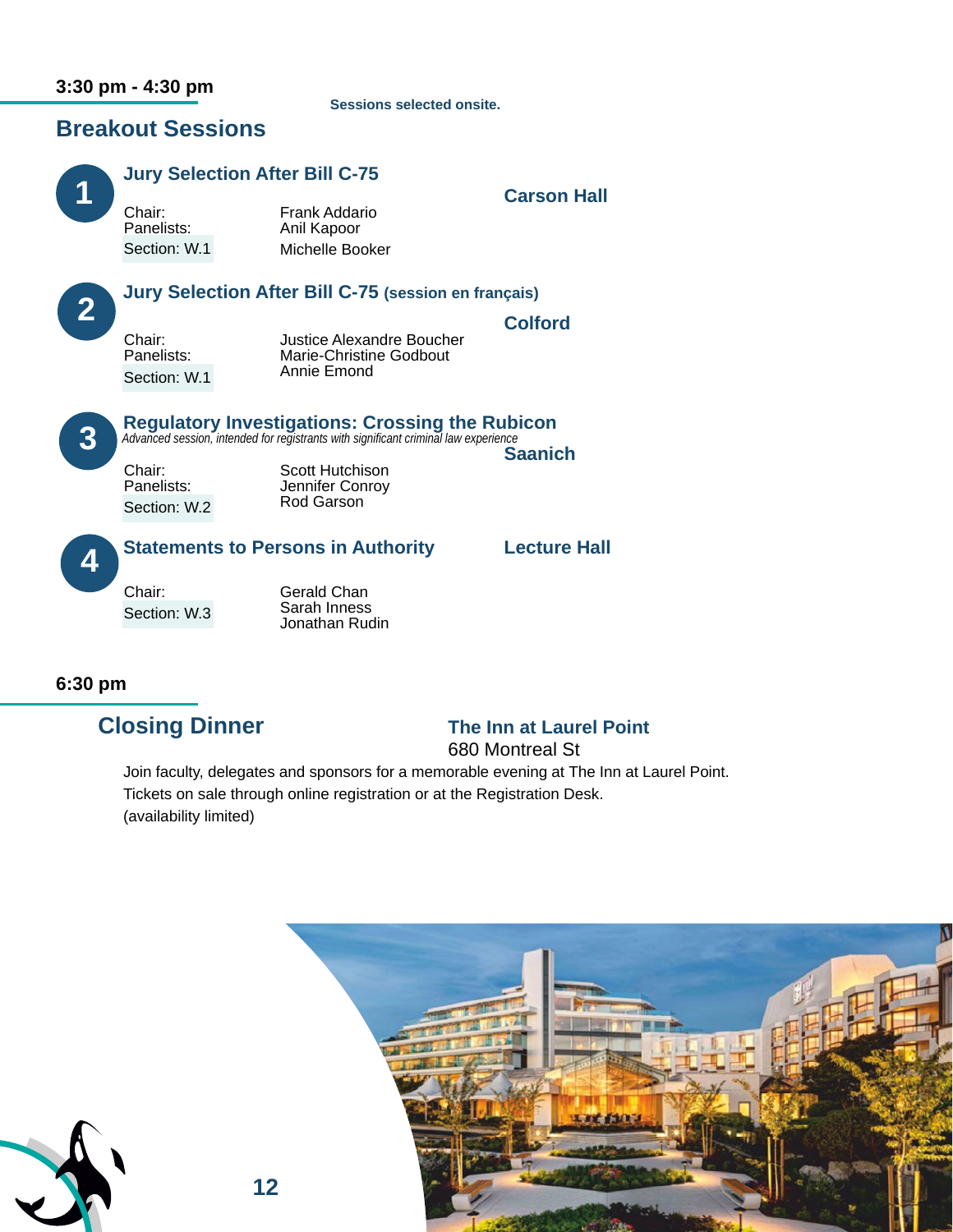**3:30 pm - 4:30 pm**

Sessions selected onsite.

## Breakout Sessions

### 1 Jury Selection After Bill C-75

**Carson Hall**

Chair: Frank Addario
Panelists: Anil Kapoor, Michelle Booker
Section: W.1

### 2 Jury Selection After Bill C-75 (session en français)

**Colford**

Chair: Justice Alexandre Boucher
Panelists: Marie-Christine Godbout, Annie Emond
Section: W.1

### 3 Regulatory Investigations: Crossing the Rubicon

*Advanced session, intended for registrants with significant criminal law experience*

**Saanich**

Chair: Scott Hutchison
Panelists: Jennifer Conroy, Rod Garson
Section: W.2

### 4 Statements to Persons in Authority

**Lecture Hall**

Chair: Gerald Chan, Sarah Inness, Jonathan Rudin
Section: W.3

**6:30 pm**

## Closing Dinner

**The Inn at Laurel Point**
680 Montreal St

Join faculty, delegates and sponsors for a memorable evening at The Inn at Laurel Point.
Tickets on sale through online registration or at the Registration Desk.
(availability limited)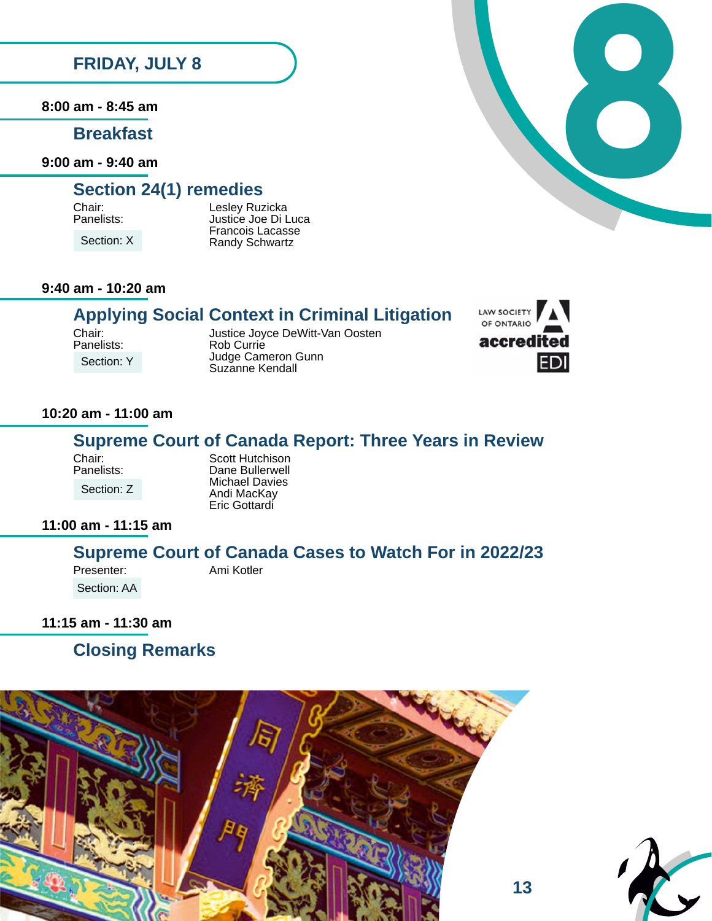## FRIDAY, JULY 8

**8:00 am - 8:45 am**

### Breakfast

**9:00 am - 9:40 am**

### Section 24(1) remedies

Chair: Lesley Ruzicka
Panelists: Justice Joe Di Luca
Francois Lacasse
Randy Schwartz

Section: X

**9:40 am - 10:20 am**

### Applying Social Context in Criminal Litigation

Chair: Justice Joyce DeWitt-Van Oosten
Panelists: Rob Currie
Judge Cameron Gunn
Suzanne Kendall

Section: Y

LAW SOCIETY OF ONTARIO accredited EDI

**10:20 am - 11:00 am**

### Supreme Court of Canada Report: Three Years in Review

Chair: Scott Hutchison
Panelists: Dane Bullerwell
Michael Davies
Andi MacKay
Eric Gottardi

Section: Z

**11:00 am - 11:15 am**

### Supreme Court of Canada Cases to Watch For in 2022/23

Presenter: Ami Kotler

Section: AA

**11:15 am - 11:30 am**

### Closing Remarks